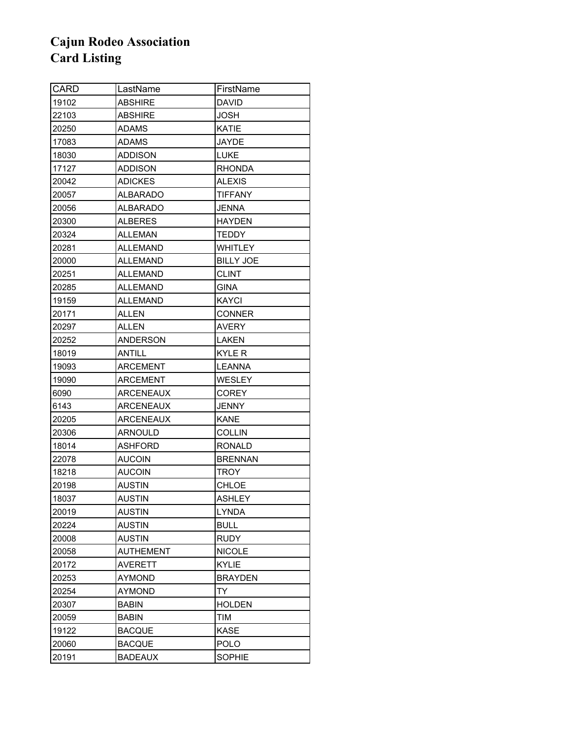# Cajun Rodeo Association
# Card Listing

| CARD | LastName | FirstName |
|---|---|---|
| 19102 | ABSHIRE | DAVID |
| 22103 | ABSHIRE | JOSH |
| 20250 | ADAMS | KATIE |
| 17083 | ADAMS | JAYDE |
| 18030 | ADDISON | LUKE |
| 17127 | ADDISON | RHONDA |
| 20042 | ADICKES | ALEXIS |
| 20057 | ALBARADO | TIFFANY |
| 20056 | ALBARADO | JENNA |
| 20300 | ALBERES | HAYDEN |
| 20324 | ALLEMAN | TEDDY |
| 20281 | ALLEMAND | WHITLEY |
| 20000 | ALLEMAND | BILLY JOE |
| 20251 | ALLEMAND | CLINT |
| 20285 | ALLEMAND | GINA |
| 19159 | ALLEMAND | KAYCI |
| 20171 | ALLEN | CONNER |
| 20297 | ALLEN | AVERY |
| 20252 | ANDERSON | LAKEN |
| 18019 | ANTILL | KYLE R |
| 19093 | ARCEMENT | LEANNA |
| 19090 | ARCEMENT | WESLEY |
| 6090 | ARCENEAUX | COREY |
| 6143 | ARCENEAUX | JENNY |
| 20205 | ARCENEAUX | KANE |
| 20306 | ARNOULD | COLLIN |
| 18014 | ASHFORD | RONALD |
| 22078 | AUCOIN | BRENNAN |
| 18218 | AUCOIN | TROY |
| 20198 | AUSTIN | CHLOE |
| 18037 | AUSTIN | ASHLEY |
| 20019 | AUSTIN | LYNDA |
| 20224 | AUSTIN | BULL |
| 20008 | AUSTIN | RUDY |
| 20058 | AUTHEMENT | NICOLE |
| 20172 | AVERETT | KYLIE |
| 20253 | AYMOND | BRAYDEN |
| 20254 | AYMOND | TY |
| 20307 | BABIN | HOLDEN |
| 20059 | BABIN | TIM |
| 19122 | BACQUE | KASE |
| 20060 | BACQUE | POLO |
| 20191 | BADEAUX | SOPHIE |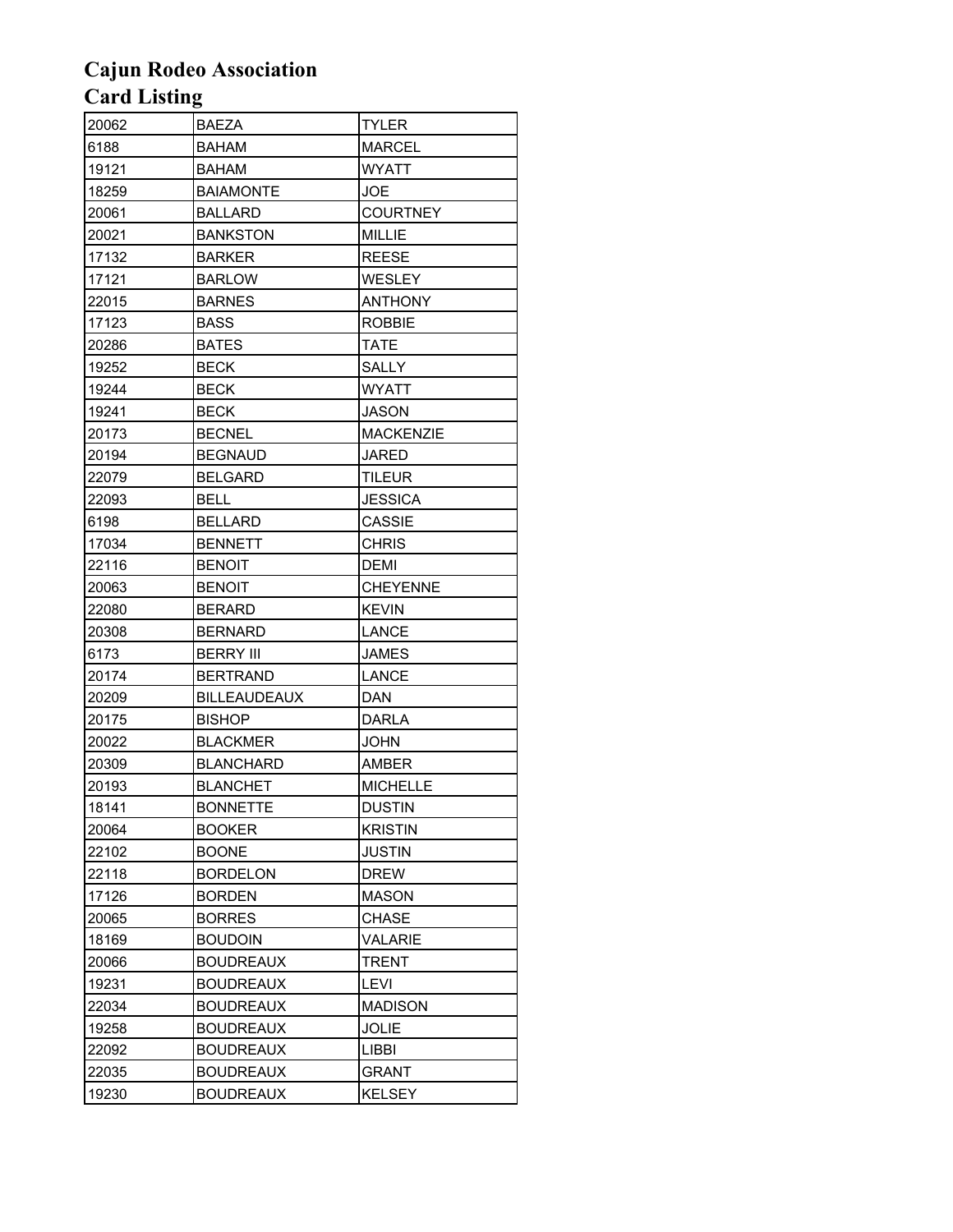# Cajun Rodeo Association
# Card Listing

| | | |
|---|---|---|
| 20062 | BAEZA | TYLER |
| 6188 | BAHAM | MARCEL |
| 19121 | BAHAM | WYATT |
| 18259 | BAIAMONTE | JOE |
| 20061 | BALLARD | COURTNEY |
| 20021 | BANKSTON | MILLIE |
| 17132 | BARKER | REESE |
| 17121 | BARLOW | WESLEY |
| 22015 | BARNES | ANTHONY |
| 17123 | BASS | ROBBIE |
| 20286 | BATES | TATE |
| 19252 | BECK | SALLY |
| 19244 | BECK | WYATT |
| 19241 | BECK | JASON |
| 20173 | BECNEL | MACKENZIE |
| 20194 | BEGNAUD | JARED |
| 22079 | BELGARD | TILEUR |
| 22093 | BELL | JESSICA |
| 6198 | BELLARD | CASSIE |
| 17034 | BENNETT | CHRIS |
| 22116 | BENOIT | DEMI |
| 20063 | BENOIT | CHEYENNE |
| 22080 | BERARD | KEVIN |
| 20308 | BERNARD | LANCE |
| 6173 | BERRY III | JAMES |
| 20174 | BERTRAND | LANCE |
| 20209 | BILLEAUDEAUX | DAN |
| 20175 | BISHOP | DARLA |
| 20022 | BLACKMER | JOHN |
| 20309 | BLANCHARD | AMBER |
| 20193 | BLANCHET | MICHELLE |
| 18141 | BONNETTE | DUSTIN |
| 20064 | BOOKER | KRISTIN |
| 22102 | BOONE | JUSTIN |
| 22118 | BORDELON | DREW |
| 17126 | BORDEN | MASON |
| 20065 | BORRES | CHASE |
| 18169 | BOUDOIN | VALARIE |
| 20066 | BOUDREAUX | TRENT |
| 19231 | BOUDREAUX | LEVI |
| 22034 | BOUDREAUX | MADISON |
| 19258 | BOUDREAUX | JOLIE |
| 22092 | BOUDREAUX | LIBBI |
| 22035 | BOUDREAUX | GRANT |
| 19230 | BOUDREAUX | KELSEY |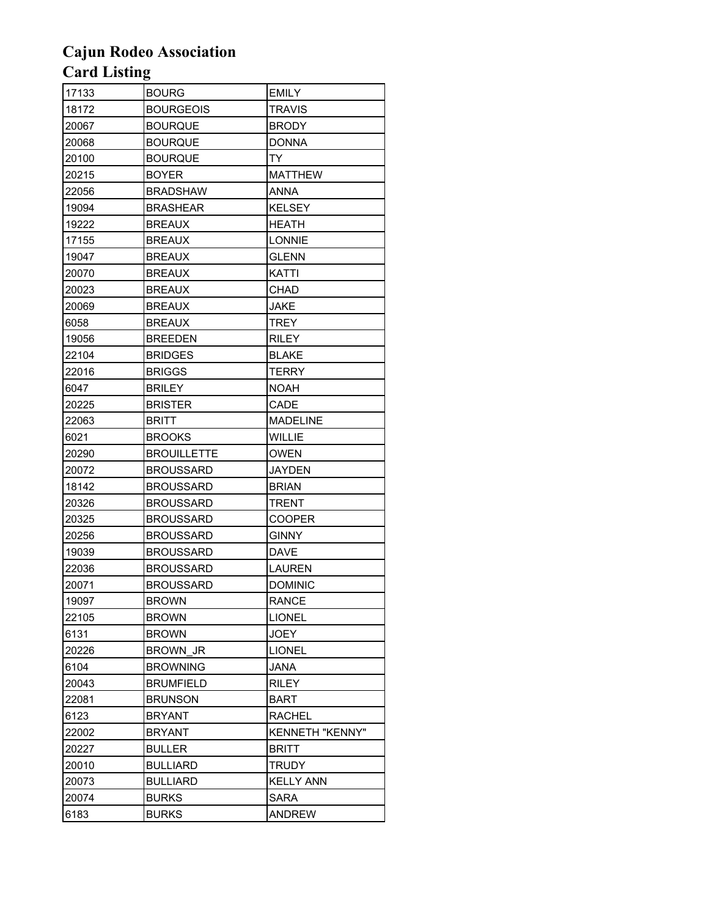# Cajun Rodeo Association
# Card Listing

| | | |
|---|---|---|
| 17133 | BOURG | EMILY |
| 18172 | BOURGEOIS | TRAVIS |
| 20067 | BOURQUE | BRODY |
| 20068 | BOURQUE | DONNA |
| 20100 | BOURQUE | TY |
| 20215 | BOYER | MATTHEW |
| 22056 | BRADSHAW | ANNA |
| 19094 | BRASHEAR | KELSEY |
| 19222 | BREAUX | HEATH |
| 17155 | BREAUX | LONNIE |
| 19047 | BREAUX | GLENN |
| 20070 | BREAUX | KATTI |
| 20023 | BREAUX | CHAD |
| 20069 | BREAUX | JAKE |
| 6058 | BREAUX | TREY |
| 19056 | BREEDEN | RILEY |
| 22104 | BRIDGES | BLAKE |
| 22016 | BRIGGS | TERRY |
| 6047 | BRILEY | NOAH |
| 20225 | BRISTER | CADE |
| 22063 | BRITT | MADELINE |
| 6021 | BROOKS | WILLIE |
| 20290 | BROUILLETTE | OWEN |
| 20072 | BROUSSARD | JAYDEN |
| 18142 | BROUSSARD | BRIAN |
| 20326 | BROUSSARD | TRENT |
| 20325 | BROUSSARD | COOPER |
| 20256 | BROUSSARD | GINNY |
| 19039 | BROUSSARD | DAVE |
| 22036 | BROUSSARD | LAUREN |
| 20071 | BROUSSARD | DOMINIC |
| 19097 | BROWN | RANCE |
| 22105 | BROWN | LIONEL |
| 6131 | BROWN | JOEY |
| 20226 | BROWN_JR | LIONEL |
| 6104 | BROWNING | JANA |
| 20043 | BRUMFIELD | RILEY |
| 22081 | BRUNSON | BART |
| 6123 | BRYANT | RACHEL |
| 22002 | BRYANT | KENNETH "KENNY" |
| 20227 | BULLER | BRITT |
| 20010 | BULLIARD | TRUDY |
| 20073 | BULLIARD | KELLY ANN |
| 20074 | BURKS | SARA |
| 6183 | BURKS | ANDREW |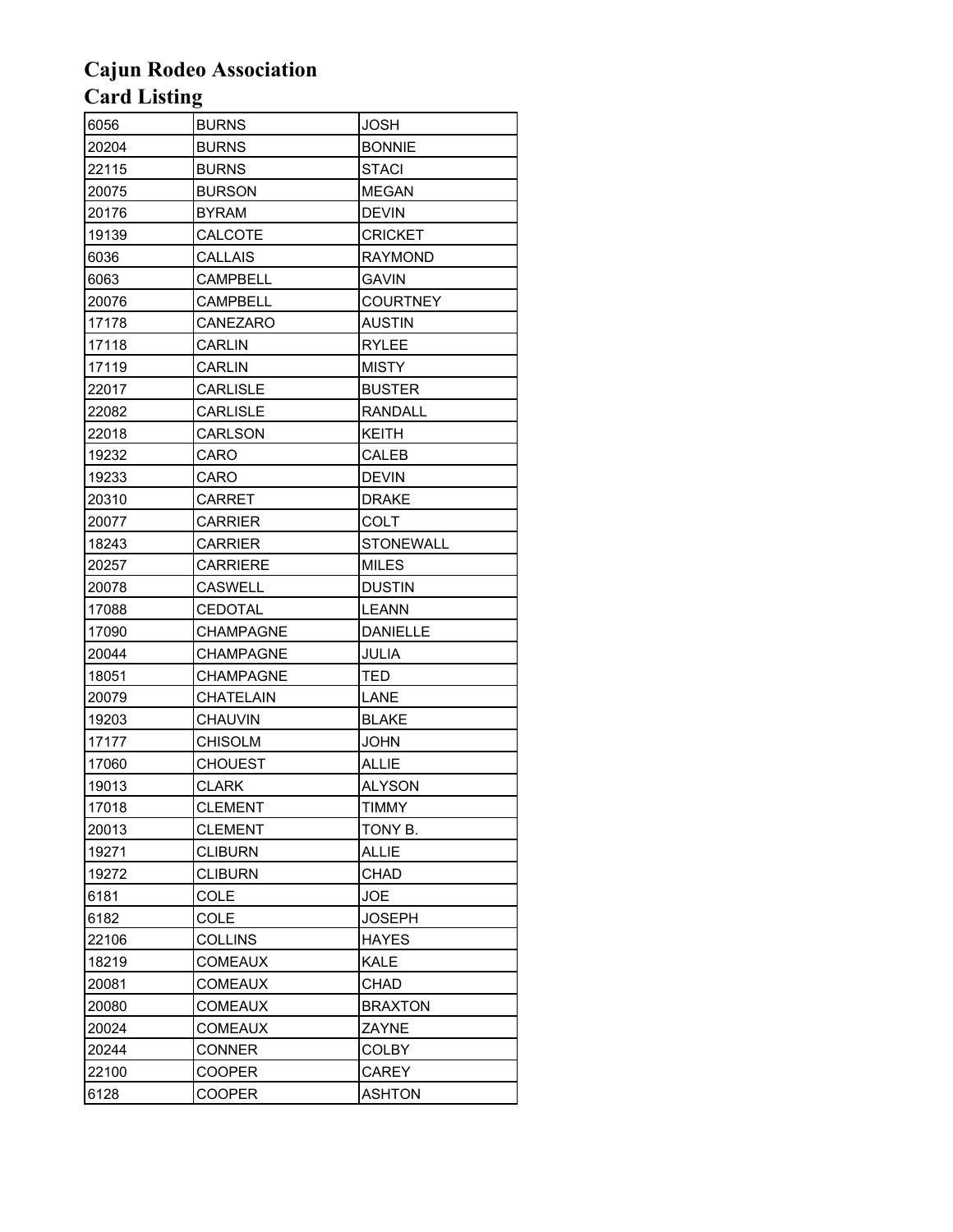# Cajun Rodeo Association
# Card Listing

| | | |
|---|---|---|
| 6056 | BURNS | JOSH |
| 20204 | BURNS | BONNIE |
| 22115 | BURNS | STACI |
| 20075 | BURSON | MEGAN |
| 20176 | BYRAM | DEVIN |
| 19139 | CALCOTE | CRICKET |
| 6036 | CALLAIS | RAYMOND |
| 6063 | CAMPBELL | GAVIN |
| 20076 | CAMPBELL | COURTNEY |
| 17178 | CANEZARO | AUSTIN |
| 17118 | CARLIN | RYLEE |
| 17119 | CARLIN | MISTY |
| 22017 | CARLISLE | BUSTER |
| 22082 | CARLISLE | RANDALL |
| 22018 | CARLSON | KEITH |
| 19232 | CARO | CALEB |
| 19233 | CARO | DEVIN |
| 20310 | CARRET | DRAKE |
| 20077 | CARRIER | COLT |
| 18243 | CARRIER | STONEWALL |
| 20257 | CARRIERE | MILES |
| 20078 | CASWELL | DUSTIN |
| 17088 | CEDOTAL | LEANN |
| 17090 | CHAMPAGNE | DANIELLE |
| 20044 | CHAMPAGNE | JULIA |
| 18051 | CHAMPAGNE | TED |
| 20079 | CHATELAIN | LANE |
| 19203 | CHAUVIN | BLAKE |
| 17177 | CHISOLM | JOHN |
| 17060 | CHOUEST | ALLIE |
| 19013 | CLARK | ALYSON |
| 17018 | CLEMENT | TIMMY |
| 20013 | CLEMENT | TONY B. |
| 19271 | CLIBURN | ALLIE |
| 19272 | CLIBURN | CHAD |
| 6181 | COLE | JOE |
| 6182 | COLE | JOSEPH |
| 22106 | COLLINS | HAYES |
| 18219 | COMEAUX | KALE |
| 20081 | COMEAUX | CHAD |
| 20080 | COMEAUX | BRAXTON |
| 20024 | COMEAUX | ZAYNE |
| 20244 | CONNER | COLBY |
| 22100 | COOPER | CAREY |
| 6128 | COOPER | ASHTON |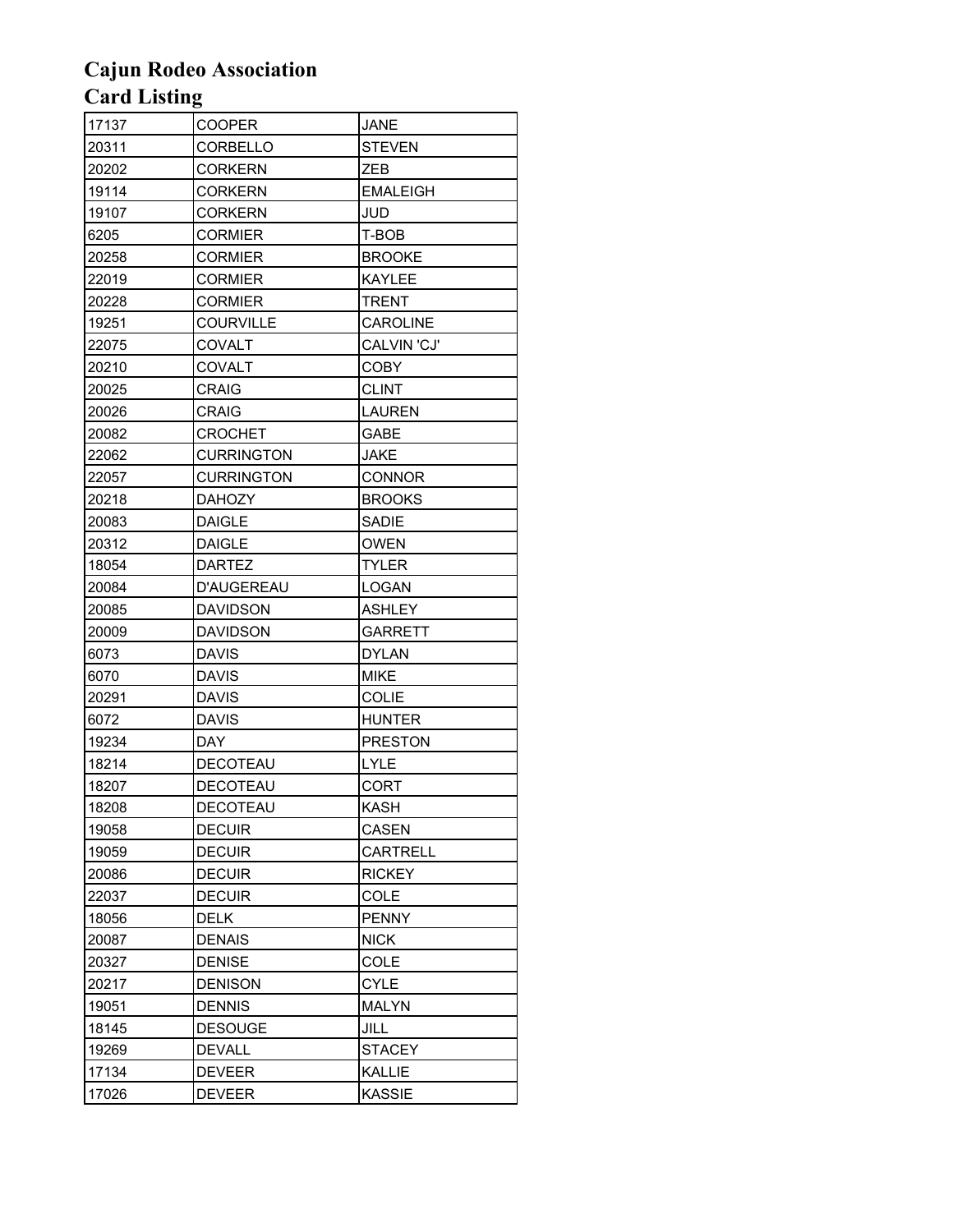# Cajun Rodeo Association
# Card Listing

| | | |
|---|---|---|
| 17137 | COOPER | JANE |
| 20311 | CORBELLO | STEVEN |
| 20202 | CORKERN | ZEB |
| 19114 | CORKERN | EMALEIGH |
| 19107 | CORKERN | JUD |
| 6205 | CORMIER | T-BOB |
| 20258 | CORMIER | BROOKE |
| 22019 | CORMIER | KAYLEE |
| 20228 | CORMIER | TRENT |
| 19251 | COURVILLE | CAROLINE |
| 22075 | COVALT | CALVIN 'CJ' |
| 20210 | COVALT | COBY |
| 20025 | CRAIG | CLINT |
| 20026 | CRAIG | LAUREN |
| 20082 | CROCHET | GABE |
| 22062 | CURRINGTON | JAKE |
| 22057 | CURRINGTON | CONNOR |
| 20218 | DAHOZY | BROOKS |
| 20083 | DAIGLE | SADIE |
| 20312 | DAIGLE | OWEN |
| 18054 | DARTEZ | TYLER |
| 20084 | D'AUGEREAU | LOGAN |
| 20085 | DAVIDSON | ASHLEY |
| 20009 | DAVIDSON | GARRETT |
| 6073 | DAVIS | DYLAN |
| 6070 | DAVIS | MIKE |
| 20291 | DAVIS | COLIE |
| 6072 | DAVIS | HUNTER |
| 19234 | DAY | PRESTON |
| 18214 | DECOTEAU | LYLE |
| 18207 | DECOTEAU | CORT |
| 18208 | DECOTEAU | KASH |
| 19058 | DECUIR | CASEN |
| 19059 | DECUIR | CARTRELL |
| 20086 | DECUIR | RICKEY |
| 22037 | DECUIR | COLE |
| 18056 | DELK | PENNY |
| 20087 | DENAIS | NICK |
| 20327 | DENISE | COLE |
| 20217 | DENISON | CYLE |
| 19051 | DENNIS | MALYN |
| 18145 | DESOUGE | JILL |
| 19269 | DEVALL | STACEY |
| 17134 | DEVEER | KALLIE |
| 17026 | DEVEER | KASSIE |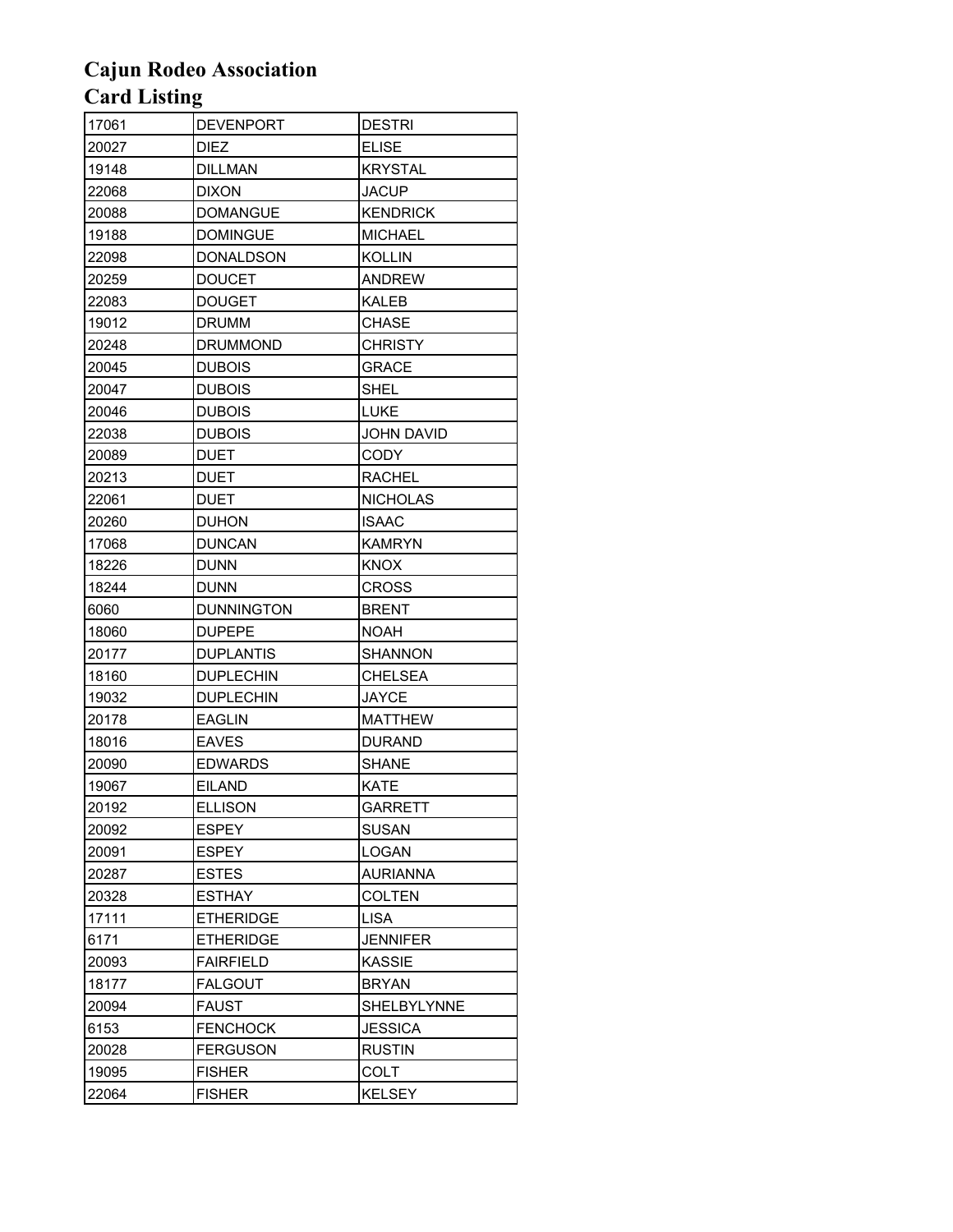# Cajun Rodeo Association
# Card Listing

| | | |
|---|---|---|
| 17061 | DEVENPORT | DESTRI |
| 20027 | DIEZ | ELISE |
| 19148 | DILLMAN | KRYSTAL |
| 22068 | DIXON | JACUP |
| 20088 | DOMANGUE | KENDRICK |
| 19188 | DOMINGUE | MICHAEL |
| 22098 | DONALDSON | KOLLIN |
| 20259 | DOUCET | ANDREW |
| 22083 | DOUGET | KALEB |
| 19012 | DRUMM | CHASE |
| 20248 | DRUMMOND | CHRISTY |
| 20045 | DUBOIS | GRACE |
| 20047 | DUBOIS | SHEL |
| 20046 | DUBOIS | LUKE |
| 22038 | DUBOIS | JOHN DAVID |
| 20089 | DUET | CODY |
| 20213 | DUET | RACHEL |
| 22061 | DUET | NICHOLAS |
| 20260 | DUHON | ISAAC |
| 17068 | DUNCAN | KAMRYN |
| 18226 | DUNN | KNOX |
| 18244 | DUNN | CROSS |
| 6060 | DUNNINGTON | BRENT |
| 18060 | DUPEPE | NOAH |
| 20177 | DUPLANTIS | SHANNON |
| 18160 | DUPLECHIN | CHELSEA |
| 19032 | DUPLECHIN | JAYCE |
| 20178 | EAGLIN | MATTHEW |
| 18016 | EAVES | DURAND |
| 20090 | EDWARDS | SHANE |
| 19067 | EILAND | KATE |
| 20192 | ELLISON | GARRETT |
| 20092 | ESPEY | SUSAN |
| 20091 | ESPEY | LOGAN |
| 20287 | ESTES | AURIANNA |
| 20328 | ESTHAY | COLTEN |
| 17111 | ETHERIDGE | LISA |
| 6171 | ETHERIDGE | JENNIFER |
| 20093 | FAIRFIELD | KASSIE |
| 18177 | FALGOUT | BRYAN |
| 20094 | FAUST | SHELBYLYNNE |
| 6153 | FENCHOCK | JESSICA |
| 20028 | FERGUSON | RUSTIN |
| 19095 | FISHER | COLT |
| 22064 | FISHER | KELSEY |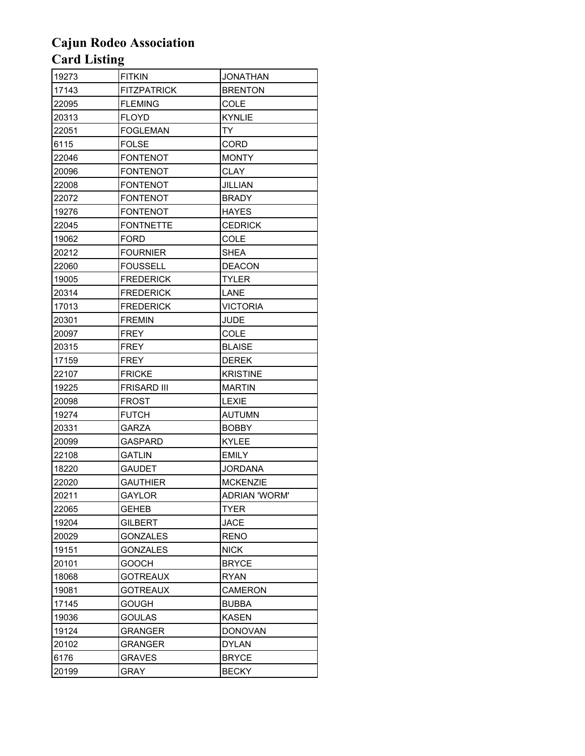# Cajun Rodeo Association
# Card Listing

| | | |
|---|---|---|
| 19273 | FITKIN | JONATHAN |
| 17143 | FITZPATRICK | BRENTON |
| 22095 | FLEMING | COLE |
| 20313 | FLOYD | KYNLIE |
| 22051 | FOGLEMAN | TY |
| 6115 | FOLSE | CORD |
| 22046 | FONTENOT | MONTY |
| 20096 | FONTENOT | CLAY |
| 22008 | FONTENOT | JILLIAN |
| 22072 | FONTENOT | BRADY |
| 19276 | FONTENOT | HAYES |
| 22045 | FONTNETTE | CEDRICK |
| 19062 | FORD | COLE |
| 20212 | FOURNIER | SHEA |
| 22060 | FOUSSELL | DEACON |
| 19005 | FREDERICK | TYLER |
| 20314 | FREDERICK | LANE |
| 17013 | FREDERICK | VICTORIA |
| 20301 | FREMIN | JUDE |
| 20097 | FREY | COLE |
| 20315 | FREY | BLAISE |
| 17159 | FREY | DEREK |
| 22107 | FRICKE | KRISTINE |
| 19225 | FRISARD III | MARTIN |
| 20098 | FROST | LEXIE |
| 19274 | FUTCH | AUTUMN |
| 20331 | GARZA | BOBBY |
| 20099 | GASPARD | KYLEE |
| 22108 | GATLIN | EMILY |
| 18220 | GAUDET | JORDANA |
| 22020 | GAUTHIER | MCKENZIE |
| 20211 | GAYLOR | ADRIAN 'WORM' |
| 22065 | GEHEB | TYER |
| 19204 | GILBERT | JACE |
| 20029 | GONZALES | RENO |
| 19151 | GONZALES | NICK |
| 20101 | GOOCH | BRYCE |
| 18068 | GOTREAUX | RYAN |
| 19081 | GOTREAUX | CAMERON |
| 17145 | GOUGH | BUBBA |
| 19036 | GOULAS | KASEN |
| 19124 | GRANGER | DONOVAN |
| 20102 | GRANGER | DYLAN |
| 6176 | GRAVES | BRYCE |
| 20199 | GRAY | BECKY |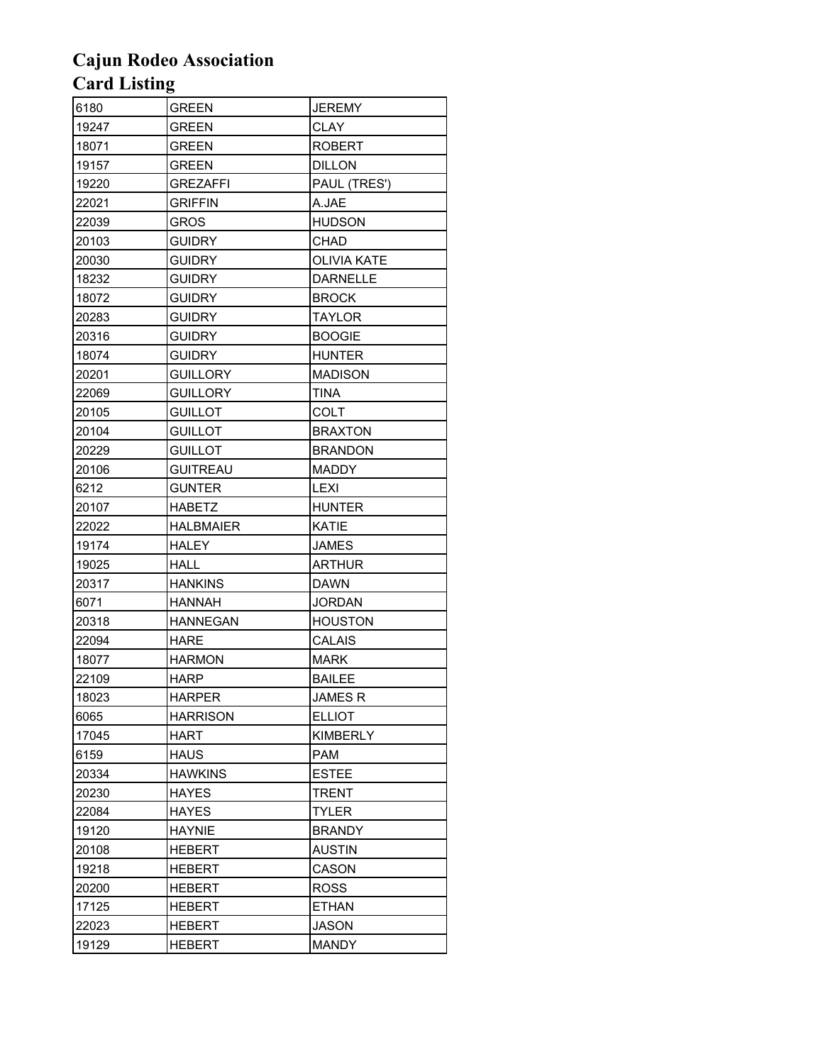# Cajun Rodeo Association
# Card Listing

| | | |
|---|---|---|
| 6180 | GREEN | JEREMY |
| 19247 | GREEN | CLAY |
| 18071 | GREEN | ROBERT |
| 19157 | GREEN | DILLON |
| 19220 | GREZAFFI | PAUL (TRES') |
| 22021 | GRIFFIN | A.JAE |
| 22039 | GROS | HUDSON |
| 20103 | GUIDRY | CHAD |
| 20030 | GUIDRY | OLIVIA KATE |
| 18232 | GUIDRY | DARNELLE |
| 18072 | GUIDRY | BROCK |
| 20283 | GUIDRY | TAYLOR |
| 20316 | GUIDRY | BOOGIE |
| 18074 | GUIDRY | HUNTER |
| 20201 | GUILLORY | MADISON |
| 22069 | GUILLORY | TINA |
| 20105 | GUILLOT | COLT |
| 20104 | GUILLOT | BRAXTON |
| 20229 | GUILLOT | BRANDON |
| 20106 | GUITREAU | MADDY |
| 6212 | GUNTER | LEXI |
| 20107 | HABETZ | HUNTER |
| 22022 | HALBMAIER | KATIE |
| 19174 | HALEY | JAMES |
| 19025 | HALL | ARTHUR |
| 20317 | HANKINS | DAWN |
| 6071 | HANNAH | JORDAN |
| 20318 | HANNEGAN | HOUSTON |
| 22094 | HARE | CALAIS |
| 18077 | HARMON | MARK |
| 22109 | HARP | BAILEE |
| 18023 | HARPER | JAMES R |
| 6065 | HARRISON | ELLIOT |
| 17045 | HART | KIMBERLY |
| 6159 | HAUS | PAM |
| 20334 | HAWKINS | ESTEE |
| 20230 | HAYES | TRENT |
| 22084 | HAYES | TYLER |
| 19120 | HAYNIE | BRANDY |
| 20108 | HEBERT | AUSTIN |
| 19218 | HEBERT | CASON |
| 20200 | HEBERT | ROSS |
| 17125 | HEBERT | ETHAN |
| 22023 | HEBERT | JASON |
| 19129 | HEBERT | MANDY |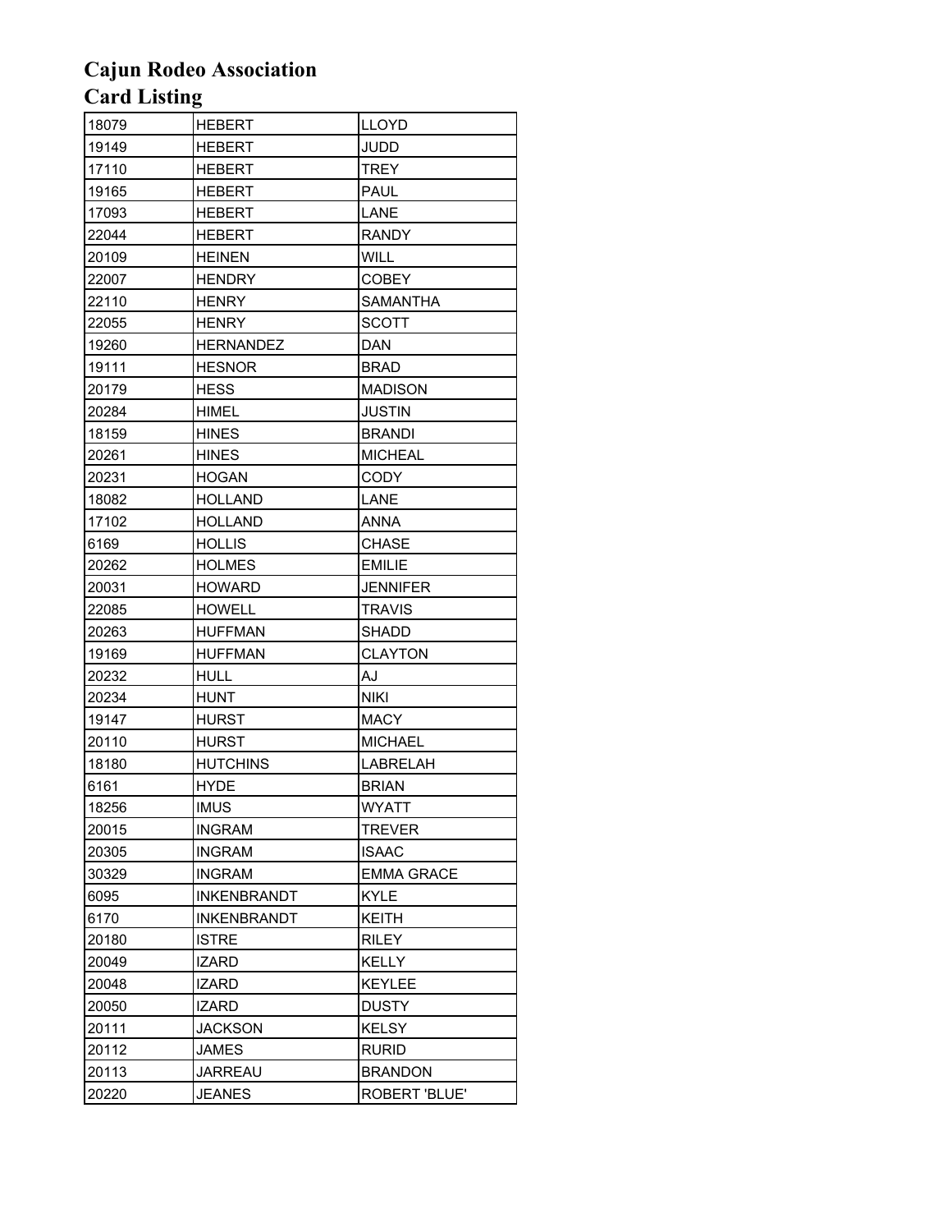# Cajun Rodeo Association
# Card Listing

| | | |
|---|---|---|
| 18079 | HEBERT | LLOYD |
| 19149 | HEBERT | JUDD |
| 17110 | HEBERT | TREY |
| 19165 | HEBERT | PAUL |
| 17093 | HEBERT | LANE |
| 22044 | HEBERT | RANDY |
| 20109 | HEINEN | WILL |
| 22007 | HENDRY | COBEY |
| 22110 | HENRY | SAMANTHA |
| 22055 | HENRY | SCOTT |
| 19260 | HERNANDEZ | DAN |
| 19111 | HESNOR | BRAD |
| 20179 | HESS | MADISON |
| 20284 | HIMEL | JUSTIN |
| 18159 | HINES | BRANDI |
| 20261 | HINES | MICHEAL |
| 20231 | HOGAN | CODY |
| 18082 | HOLLAND | LANE |
| 17102 | HOLLAND | ANNA |
| 6169 | HOLLIS | CHASE |
| 20262 | HOLMES | EMILIE |
| 20031 | HOWARD | JENNIFER |
| 22085 | HOWELL | TRAVIS |
| 20263 | HUFFMAN | SHADD |
| 19169 | HUFFMAN | CLAYTON |
| 20232 | HULL | AJ |
| 20234 | HUNT | NIKI |
| 19147 | HURST | MACY |
| 20110 | HURST | MICHAEL |
| 18180 | HUTCHINS | LABRELAH |
| 6161 | HYDE | BRIAN |
| 18256 | IMUS | WYATT |
| 20015 | INGRAM | TREVER |
| 20305 | INGRAM | ISAAC |
| 30329 | INGRAM | EMMA GRACE |
| 6095 | INKENBRANDT | KYLE |
| 6170 | INKENBRANDT | KEITH |
| 20180 | ISTRE | RILEY |
| 20049 | IZARD | KELLY |
| 20048 | IZARD | KEYLEE |
| 20050 | IZARD | DUSTY |
| 20111 | JACKSON | KELSY |
| 20112 | JAMES | RURID |
| 20113 | JARREAU | BRANDON |
| 20220 | JEANES | ROBERT 'BLUE' |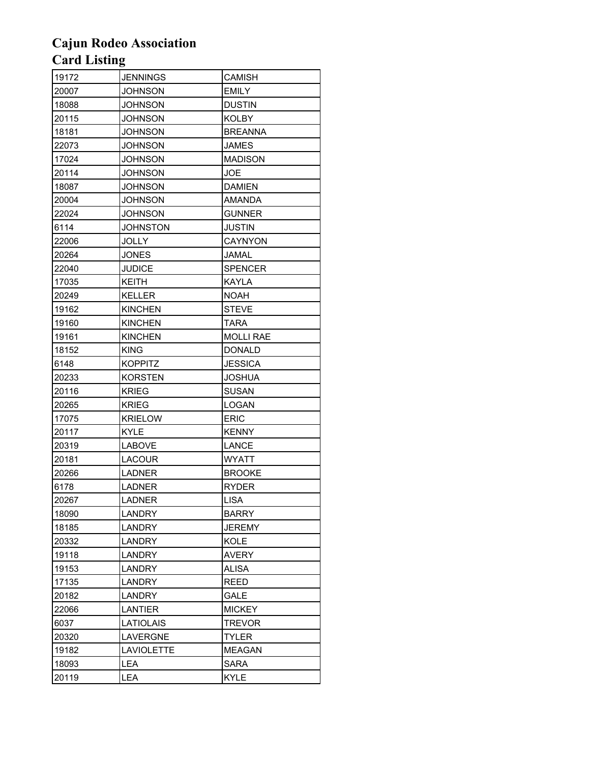# Cajun Rodeo Association
# Card Listing

| | | |
|---|---|---|
| 19172 | JENNINGS | CAMISH |
| 20007 | JOHNSON | EMILY |
| 18088 | JOHNSON | DUSTIN |
| 20115 | JOHNSON | KOLBY |
| 18181 | JOHNSON | BREANNA |
| 22073 | JOHNSON | JAMES |
| 17024 | JOHNSON | MADISON |
| 20114 | JOHNSON | JOE |
| 18087 | JOHNSON | DAMIEN |
| 20004 | JOHNSON | AMANDA |
| 22024 | JOHNSON | GUNNER |
| 6114 | JOHNSTON | JUSTIN |
| 22006 | JOLLY | CAYNYON |
| 20264 | JONES | JAMAL |
| 22040 | JUDICE | SPENCER |
| 17035 | KEITH | KAYLA |
| 20249 | KELLER | NOAH |
| 19162 | KINCHEN | STEVE |
| 19160 | KINCHEN | TARA |
| 19161 | KINCHEN | MOLLI RAE |
| 18152 | KING | DONALD |
| 6148 | KOPPITZ | JESSICA |
| 20233 | KORSTEN | JOSHUA |
| 20116 | KRIEG | SUSAN |
| 20265 | KRIEG | LOGAN |
| 17075 | KRIELOW | ERIC |
| 20117 | KYLE | KENNY |
| 20319 | LABOVE | LANCE |
| 20181 | LACOUR | WYATT |
| 20266 | LADNER | BROOKE |
| 6178 | LADNER | RYDER |
| 20267 | LADNER | LISA |
| 18090 | LANDRY | BARRY |
| 18185 | LANDRY | JEREMY |
| 20332 | LANDRY | KOLE |
| 19118 | LANDRY | AVERY |
| 19153 | LANDRY | ALISA |
| 17135 | LANDRY | REED |
| 20182 | LANDRY | GALE |
| 22066 | LANTIER | MICKEY |
| 6037 | LATIOLAIS | TREVOR |
| 20320 | LAVERGNE | TYLER |
| 19182 | LAVIOLETTE | MEAGAN |
| 18093 | LEA | SARA |
| 20119 | LEA | KYLE |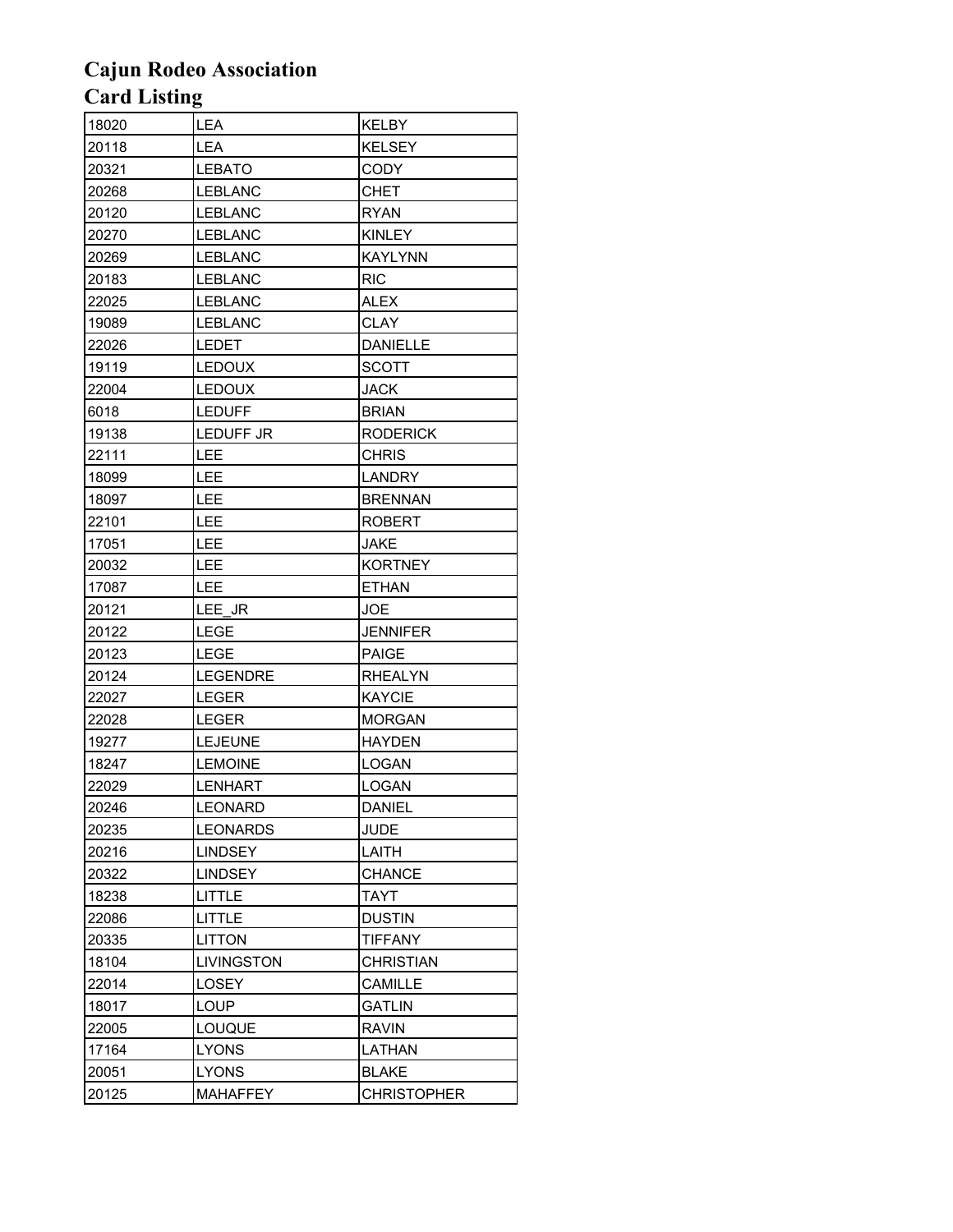# Cajun Rodeo Association
## Card Listing

| | | |
|---|---|---|
| 18020 | LEA | KELBY |
| 20118 | LEA | KELSEY |
| 20321 | LEBATO | CODY |
| 20268 | LEBLANC | CHET |
| 20120 | LEBLANC | RYAN |
| 20270 | LEBLANC | KINLEY |
| 20269 | LEBLANC | KAYLYNN |
| 20183 | LEBLANC | RIC |
| 22025 | LEBLANC | ALEX |
| 19089 | LEBLANC | CLAY |
| 22026 | LEDET | DANIELLE |
| 19119 | LEDOUX | SCOTT |
| 22004 | LEDOUX | JACK |
| 6018 | LEDUFF | BRIAN |
| 19138 | LEDUFF JR | RODERICK |
| 22111 | LEE | CHRIS |
| 18099 | LEE | LANDRY |
| 18097 | LEE | BRENNAN |
| 22101 | LEE | ROBERT |
| 17051 | LEE | JAKE |
| 20032 | LEE | KORTNEY |
| 17087 | LEE | ETHAN |
| 20121 | LEE_JR | JOE |
| 20122 | LEGE | JENNIFER |
| 20123 | LEGE | PAIGE |
| 20124 | LEGENDRE | RHEALYN |
| 22027 | LEGER | KAYCIE |
| 22028 | LEGER | MORGAN |
| 19277 | LEJEUNE | HAYDEN |
| 18247 | LEMOINE | LOGAN |
| 22029 | LENHART | LOGAN |
| 20246 | LEONARD | DANIEL |
| 20235 | LEONARDS | JUDE |
| 20216 | LINDSEY | LAITH |
| 20322 | LINDSEY | CHANCE |
| 18238 | LITTLE | TAYT |
| 22086 | LITTLE | DUSTIN |
| 20335 | LITTON | TIFFANY |
| 18104 | LIVINGSTON | CHRISTIAN |
| 22014 | LOSEY | CAMILLE |
| 18017 | LOUP | GATLIN |
| 22005 | LOUQUE | RAVIN |
| 17164 | LYONS | LATHAN |
| 20051 | LYONS | BLAKE |
| 20125 | MAHAFFEY | CHRISTOPHER |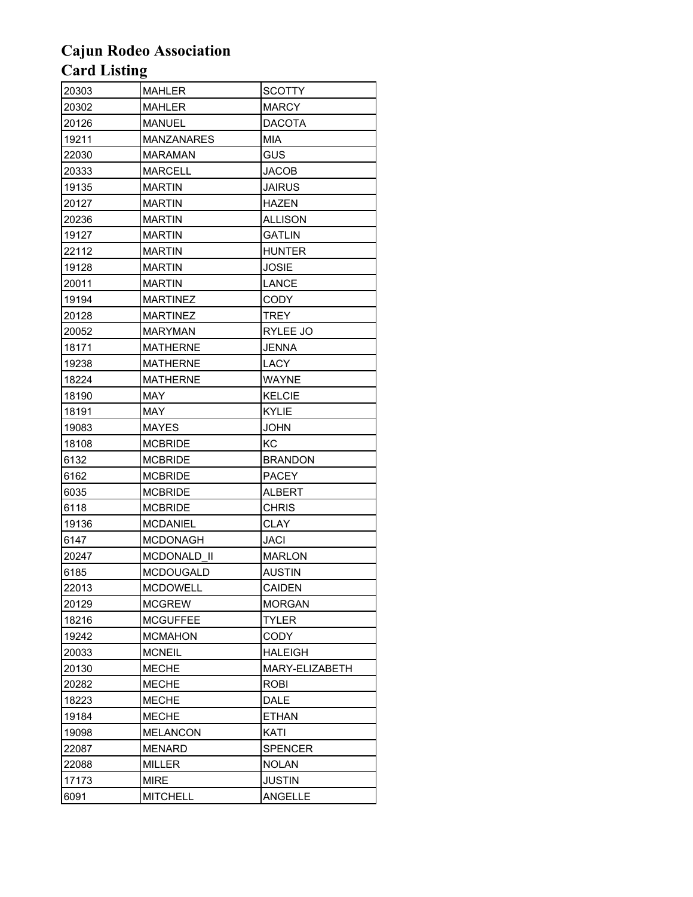# Cajun Rodeo Association
# Card Listing

| | | |
|---|---|---|
| 20303 | MAHLER | SCOTTY |
| 20302 | MAHLER | MARCY |
| 20126 | MANUEL | DACOTA |
| 19211 | MANZANARES | MIA |
| 22030 | MARAMAN | GUS |
| 20333 | MARCELL | JACOB |
| 19135 | MARTIN | JAIRUS |
| 20127 | MARTIN | HAZEN |
| 20236 | MARTIN | ALLISON |
| 19127 | MARTIN | GATLIN |
| 22112 | MARTIN | HUNTER |
| 19128 | MARTIN | JOSIE |
| 20011 | MARTIN | LANCE |
| 19194 | MARTINEZ | CODY |
| 20128 | MARTINEZ | TREY |
| 20052 | MARYMAN | RYLEE JO |
| 18171 | MATHERNE | JENNA |
| 19238 | MATHERNE | LACY |
| 18224 | MATHERNE | WAYNE |
| 18190 | MAY | KELCIE |
| 18191 | MAY | KYLIE |
| 19083 | MAYES | JOHN |
| 18108 | MCBRIDE | KC |
| 6132 | MCBRIDE | BRANDON |
| 6162 | MCBRIDE | PACEY |
| 6035 | MCBRIDE | ALBERT |
| 6118 | MCBRIDE | CHRIS |
| 19136 | MCDANIEL | CLAY |
| 6147 | MCDONAGH | JACI |
| 20247 | MCDONALD_II | MARLON |
| 6185 | MCDOUGALD | AUSTIN |
| 22013 | MCDOWELL | CAIDEN |
| 20129 | MCGREW | MORGAN |
| 18216 | MCGUFFEE | TYLER |
| 19242 | MCMAHON | CODY |
| 20033 | MCNEIL | HALEIGH |
| 20130 | MECHE | MARY-ELIZABETH |
| 20282 | MECHE | ROBI |
| 18223 | MECHE | DALE |
| 19184 | MECHE | ETHAN |
| 19098 | MELANCON | KATI |
| 22087 | MENARD | SPENCER |
| 22088 | MILLER | NOLAN |
| 17173 | MIRE | JUSTIN |
| 6091 | MITCHELL | ANGELLE |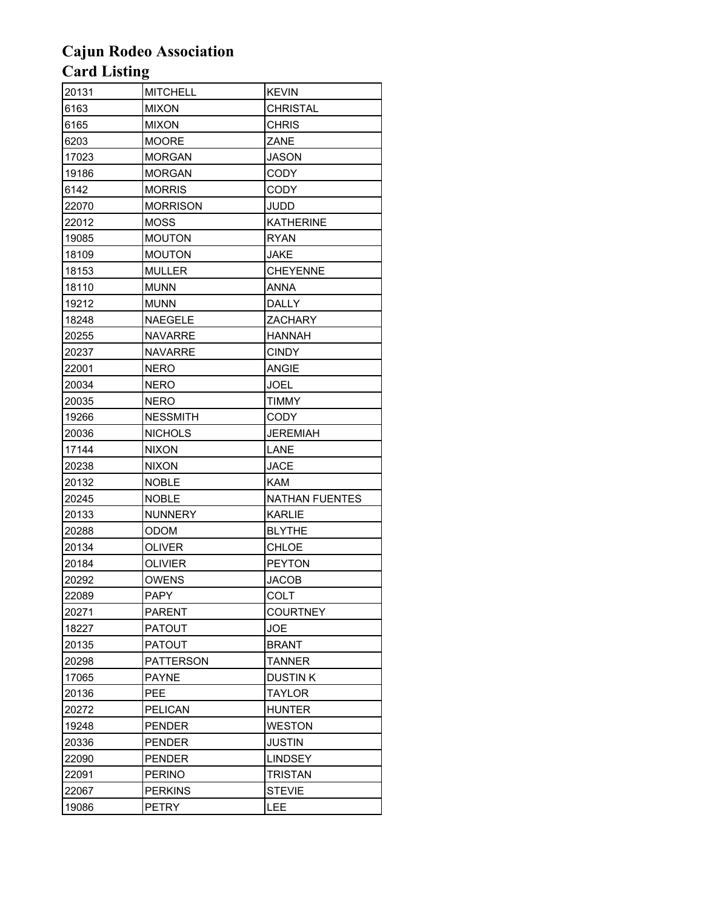# Cajun Rodeo Association
# Card Listing

| | | |
|---|---|---|
| 20131 | MITCHELL | KEVIN |
| 6163 | MIXON | CHRISTAL |
| 6165 | MIXON | CHRIS |
| 6203 | MOORE | ZANE |
| 17023 | MORGAN | JASON |
| 19186 | MORGAN | CODY |
| 6142 | MORRIS | CODY |
| 22070 | MORRISON | JUDD |
| 22012 | MOSS | KATHERINE |
| 19085 | MOUTON | RYAN |
| 18109 | MOUTON | JAKE |
| 18153 | MULLER | CHEYENNE |
| 18110 | MUNN | ANNA |
| 19212 | MUNN | DALLY |
| 18248 | NAEGELE | ZACHARY |
| 20255 | NAVARRE | HANNAH |
| 20237 | NAVARRE | CINDY |
| 22001 | NERO | ANGIE |
| 20034 | NERO | JOEL |
| 20035 | NERO | TIMMY |
| 19266 | NESSMITH | CODY |
| 20036 | NICHOLS | JEREMIAH |
| 17144 | NIXON | LANE |
| 20238 | NIXON | JACE |
| 20132 | NOBLE | KAM |
| 20245 | NOBLE | NATHAN FUENTES |
| 20133 | NUNNERY | KARLIE |
| 20288 | ODOM | BLYTHE |
| 20134 | OLIVER | CHLOE |
| 20184 | OLIVIER | PEYTON |
| 20292 | OWENS | JACOB |
| 22089 | PAPY | COLT |
| 20271 | PARENT | COURTNEY |
| 18227 | PATOUT | JOE |
| 20135 | PATOUT | BRANT |
| 20298 | PATTERSON | TANNER |
| 17065 | PAYNE | DUSTIN K |
| 20136 | PEE | TAYLOR |
| 20272 | PELICAN | HUNTER |
| 19248 | PENDER | WESTON |
| 20336 | PENDER | JUSTIN |
| 22090 | PENDER | LINDSEY |
| 22091 | PERINO | TRISTAN |
| 22067 | PERKINS | STEVIE |
| 19086 | PETRY | LEE |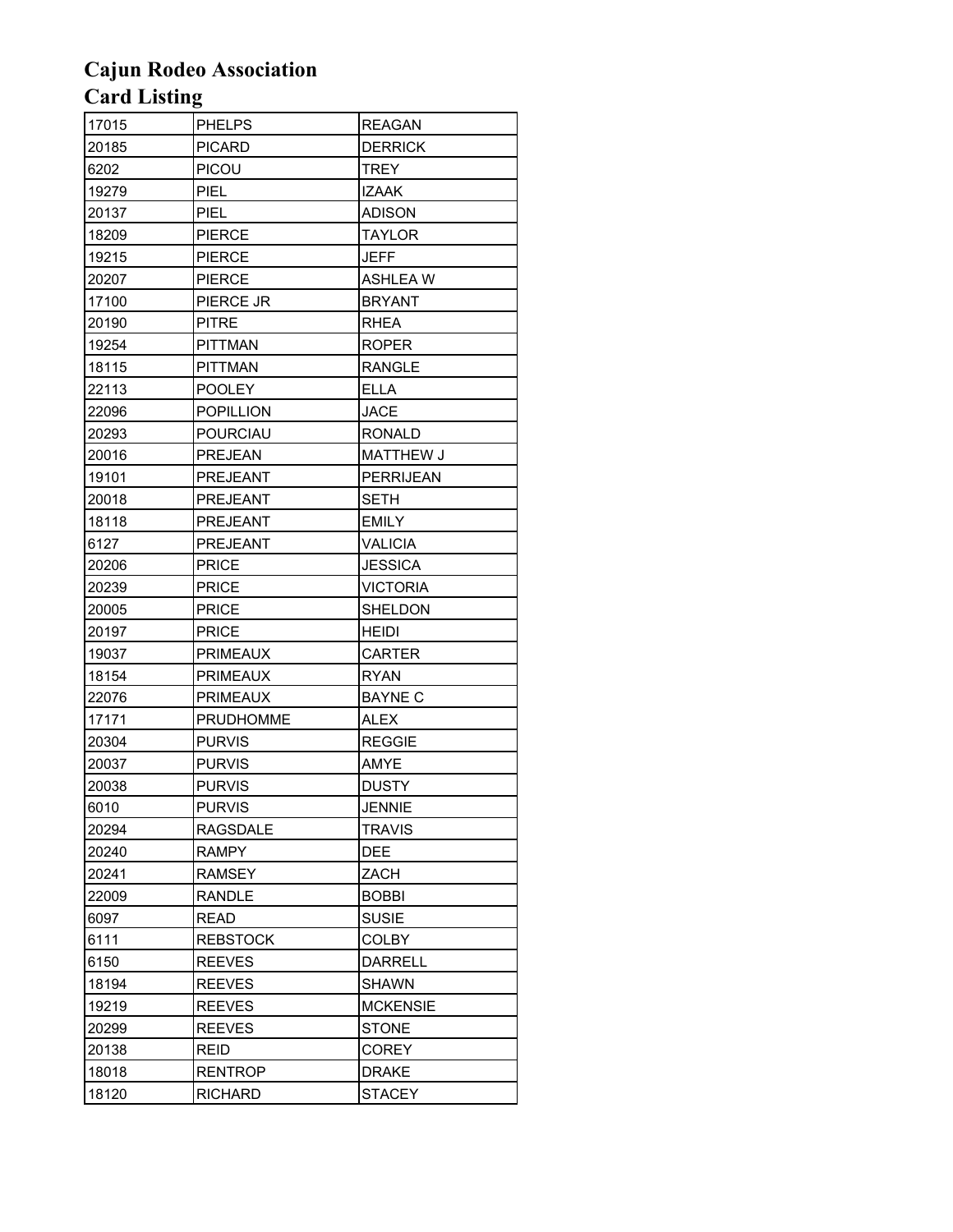# Cajun Rodeo Association
# Card Listing

| | | |
|---|---|---|
| 17015 | PHELPS | REAGAN |
| 20185 | PICARD | DERRICK |
| 6202 | PICOU | TREY |
| 19279 | PIEL | IZAAK |
| 20137 | PIEL | ADISON |
| 18209 | PIERCE | TAYLOR |
| 19215 | PIERCE | JEFF |
| 20207 | PIERCE | ASHLEA W |
| 17100 | PIERCE JR | BRYANT |
| 20190 | PITRE | RHEA |
| 19254 | PITTMAN | ROPER |
| 18115 | PITTMAN | RANGLE |
| 22113 | POOLEY | ELLA |
| 22096 | POPILLION | JACE |
| 20293 | POURCIAU | RONALD |
| 20016 | PREJEAN | MATTHEW J |
| 19101 | PREJEANT | PERRIJEAN |
| 20018 | PREJEANT | SETH |
| 18118 | PREJEANT | EMILY |
| 6127 | PREJEANT | VALICIA |
| 20206 | PRICE | JESSICA |
| 20239 | PRICE | VICTORIA |
| 20005 | PRICE | SHELDON |
| 20197 | PRICE | HEIDI |
| 19037 | PRIMEAUX | CARTER |
| 18154 | PRIMEAUX | RYAN |
| 22076 | PRIMEAUX | BAYNE C |
| 17171 | PRUDHOMME | ALEX |
| 20304 | PURVIS | REGGIE |
| 20037 | PURVIS | AMYE |
| 20038 | PURVIS | DUSTY |
| 6010 | PURVIS | JENNIE |
| 20294 | RAGSDALE | TRAVIS |
| 20240 | RAMPY | DEE |
| 20241 | RAMSEY | ZACH |
| 22009 | RANDLE | BOBBI |
| 6097 | READ | SUSIE |
| 6111 | REBSTOCK | COLBY |
| 6150 | REEVES | DARRELL |
| 18194 | REEVES | SHAWN |
| 19219 | REEVES | MCKENSIE |
| 20299 | REEVES | STONE |
| 20138 | REID | COREY |
| 18018 | RENTROP | DRAKE |
| 18120 | RICHARD | STACEY |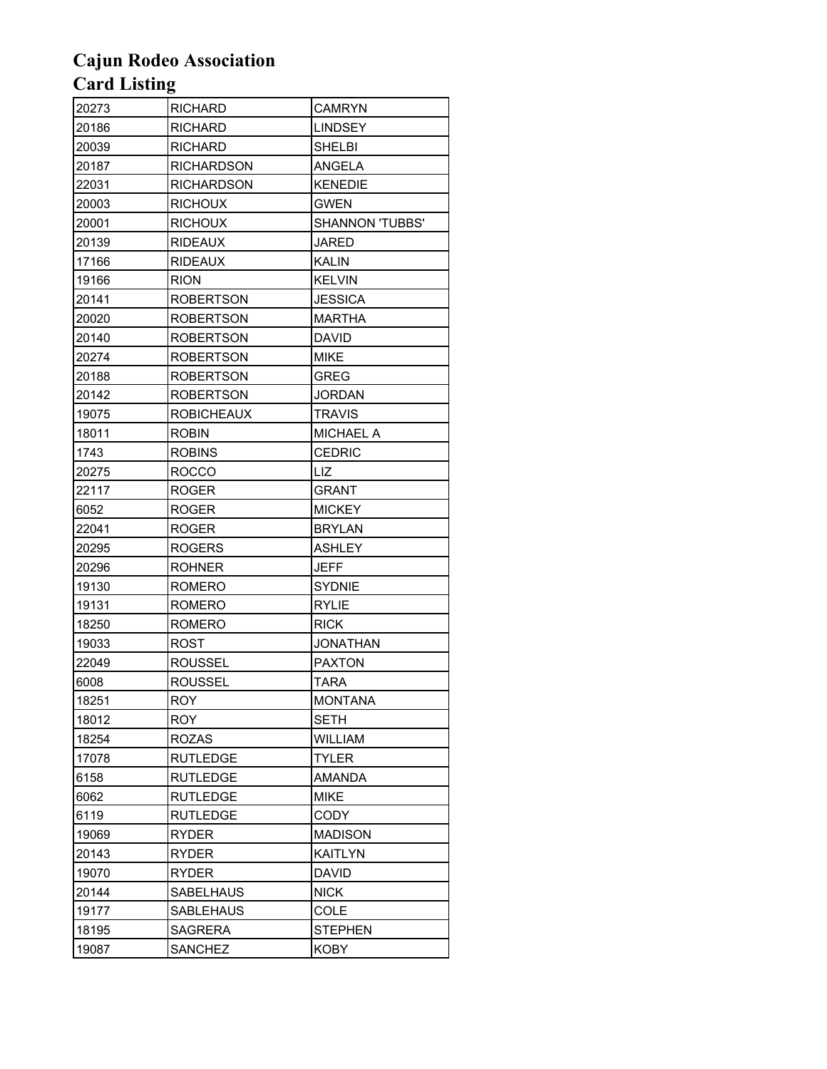# Cajun Rodeo Association
# Card Listing

| | | |
|---|---|---|
| 20273 | RICHARD | CAMRYN |
| 20186 | RICHARD | LINDSEY |
| 20039 | RICHARD | SHELBI |
| 20187 | RICHARDSON | ANGELA |
| 22031 | RICHARDSON | KENEDIE |
| 20003 | RICHOUX | GWEN |
| 20001 | RICHOUX | SHANNON 'TUBBS' |
| 20139 | RIDEAUX | JARED |
| 17166 | RIDEAUX | KALIN |
| 19166 | RION | KELVIN |
| 20141 | ROBERTSON | JESSICA |
| 20020 | ROBERTSON | MARTHA |
| 20140 | ROBERTSON | DAVID |
| 20274 | ROBERTSON | MIKE |
| 20188 | ROBERTSON | GREG |
| 20142 | ROBERTSON | JORDAN |
| 19075 | ROBICHEAUX | TRAVIS |
| 18011 | ROBIN | MICHAEL A |
| 1743 | ROBINS | CEDRIC |
| 20275 | ROCCO | LIZ |
| 22117 | ROGER | GRANT |
| 6052 | ROGER | MICKEY |
| 22041 | ROGER | BRYLAN |
| 20295 | ROGERS | ASHLEY |
| 20296 | ROHNER | JEFF |
| 19130 | ROMERO | SYDNIE |
| 19131 | ROMERO | RYLIE |
| 18250 | ROMERO | RICK |
| 19033 | ROST | JONATHAN |
| 22049 | ROUSSEL | PAXTON |
| 6008 | ROUSSEL | TARA |
| 18251 | ROY | MONTANA |
| 18012 | ROY | SETH |
| 18254 | ROZAS | WILLIAM |
| 17078 | RUTLEDGE | TYLER |
| 6158 | RUTLEDGE | AMANDA |
| 6062 | RUTLEDGE | MIKE |
| 6119 | RUTLEDGE | CODY |
| 19069 | RYDER | MADISON |
| 20143 | RYDER | KAITLYN |
| 19070 | RYDER | DAVID |
| 20144 | SABELHAUS | NICK |
| 19177 | SABLEHAUS | COLE |
| 18195 | SAGRERA | STEPHEN |
| 19087 | SANCHEZ | KOBY |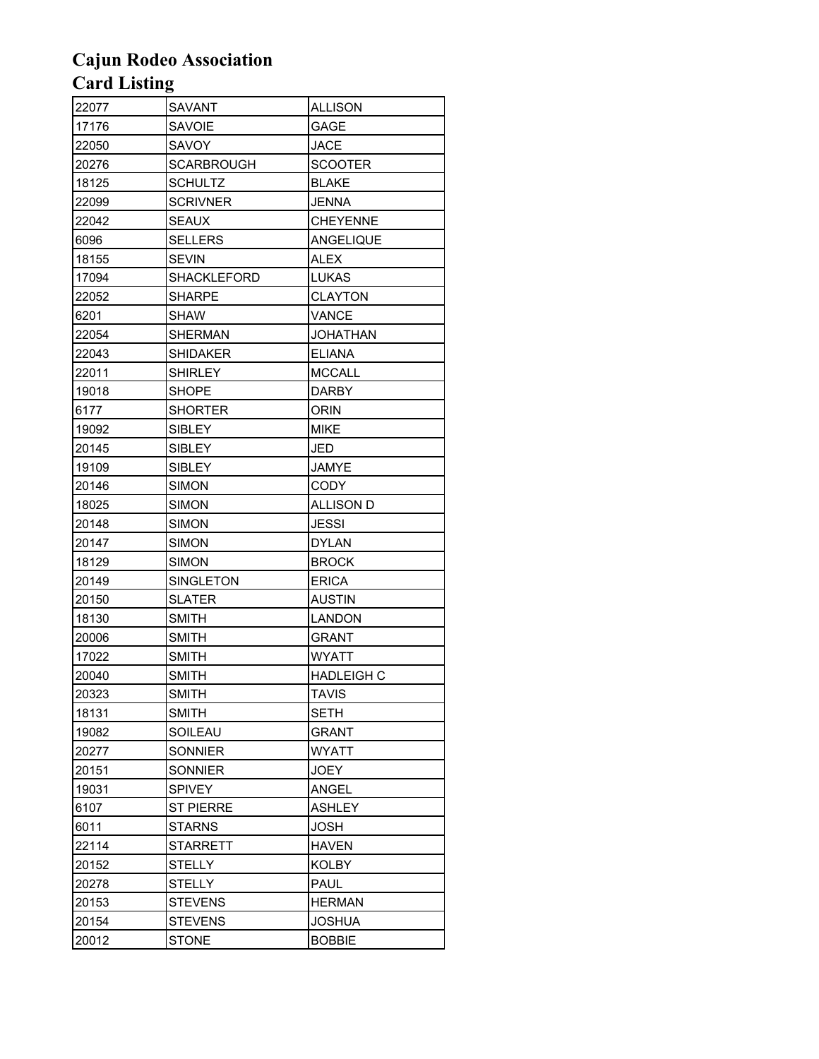# Cajun Rodeo Association
# Card Listing

| | | |
|---|---|---|
| 22077 | SAVANT | ALLISON |
| 17176 | SAVOIE | GAGE |
| 22050 | SAVOY | JACE |
| 20276 | SCARBROUGH | SCOOTER |
| 18125 | SCHULTZ | BLAKE |
| 22099 | SCRIVNER | JENNA |
| 22042 | SEAUX | CHEYENNE |
| 6096 | SELLERS | ANGELIQUE |
| 18155 | SEVIN | ALEX |
| 17094 | SHACKLEFORD | LUKAS |
| 22052 | SHARPE | CLAYTON |
| 6201 | SHAW | VANCE |
| 22054 | SHERMAN | JOHATHAN |
| 22043 | SHIDAKER | ELIANA |
| 22011 | SHIRLEY | MCCALL |
| 19018 | SHOPE | DARBY |
| 6177 | SHORTER | ORIN |
| 19092 | SIBLEY | MIKE |
| 20145 | SIBLEY | JED |
| 19109 | SIBLEY | JAMYE |
| 20146 | SIMON | CODY |
| 18025 | SIMON | ALLISON D |
| 20148 | SIMON | JESSI |
| 20147 | SIMON | DYLAN |
| 18129 | SIMON | BROCK |
| 20149 | SINGLETON | ERICA |
| 20150 | SLATER | AUSTIN |
| 18130 | SMITH | LANDON |
| 20006 | SMITH | GRANT |
| 17022 | SMITH | WYATT |
| 20040 | SMITH | HADLEIGH C |
| 20323 | SMITH | TAVIS |
| 18131 | SMITH | SETH |
| 19082 | SOILEAU | GRANT |
| 20277 | SONNIER | WYATT |
| 20151 | SONNIER | JOEY |
| 19031 | SPIVEY | ANGEL |
| 6107 | ST PIERRE | ASHLEY |
| 6011 | STARNS | JOSH |
| 22114 | STARRETT | HAVEN |
| 20152 | STELLY | KOLBY |
| 20278 | STELLY | PAUL |
| 20153 | STEVENS | HERMAN |
| 20154 | STEVENS | JOSHUA |
| 20012 | STONE | BOBBIE |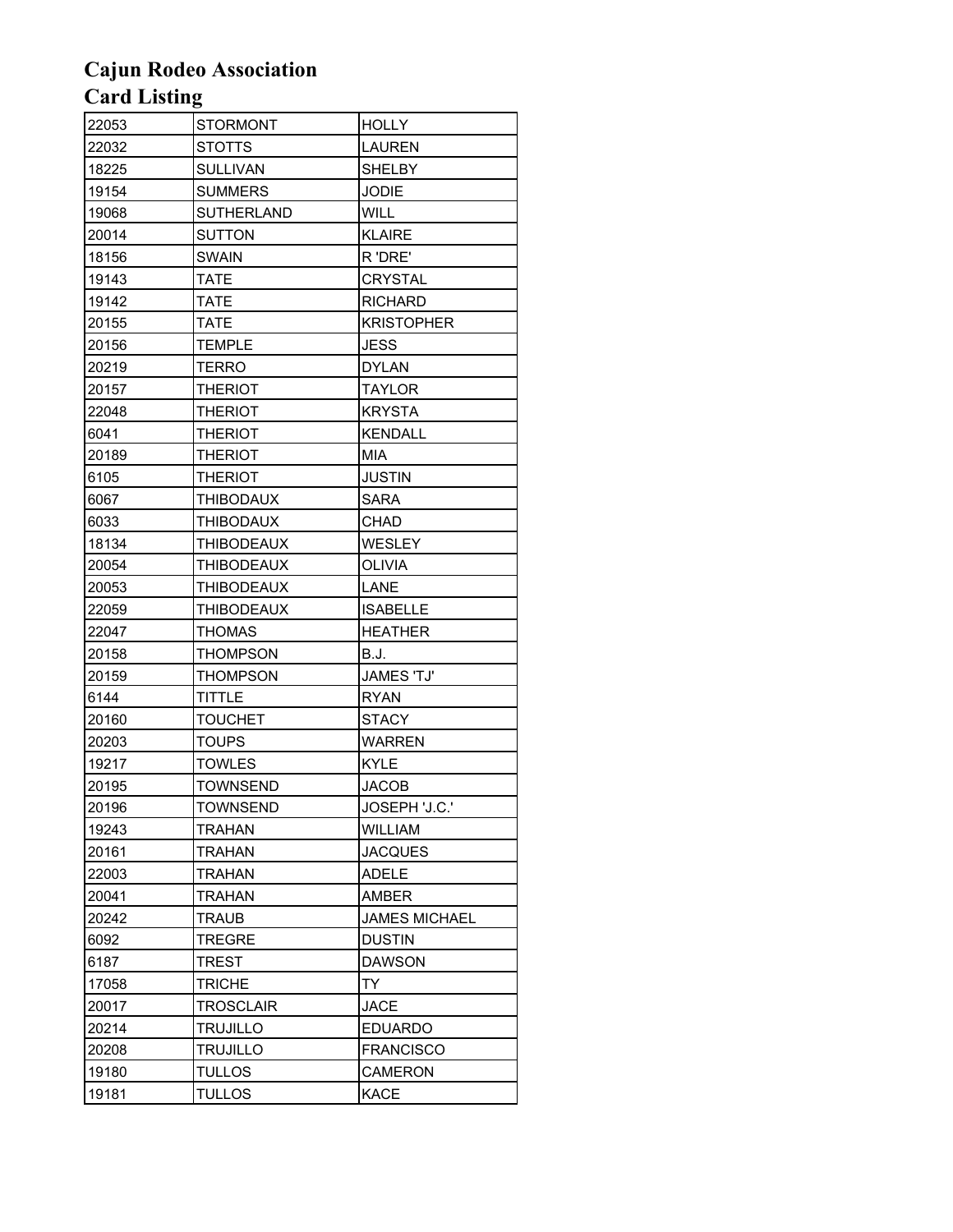# Cajun Rodeo Association
# Card Listing

| | | |
|---|---|---|
| 22053 | STORMONT | HOLLY |
| 22032 | STOTTS | LAUREN |
| 18225 | SULLIVAN | SHELBY |
| 19154 | SUMMERS | JODIE |
| 19068 | SUTHERLAND | WILL |
| 20014 | SUTTON | KLAIRE |
| 18156 | SWAIN | R 'DRE' |
| 19143 | TATE | CRYSTAL |
| 19142 | TATE | RICHARD |
| 20155 | TATE | KRISTOPHER |
| 20156 | TEMPLE | JESS |
| 20219 | TERRO | DYLAN |
| 20157 | THERIOT | TAYLOR |
| 22048 | THERIOT | KRYSTA |
| 6041 | THERIOT | KENDALL |
| 20189 | THERIOT | MIA |
| 6105 | THERIOT | JUSTIN |
| 6067 | THIBODAUX | SARA |
| 6033 | THIBODAUX | CHAD |
| 18134 | THIBODEAUX | WESLEY |
| 20054 | THIBODEAUX | OLIVIA |
| 20053 | THIBODEAUX | LANE |
| 22059 | THIBODEAUX | ISABELLE |
| 22047 | THOMAS | HEATHER |
| 20158 | THOMPSON | B.J. |
| 20159 | THOMPSON | JAMES 'TJ' |
| 6144 | TITTLE | RYAN |
| 20160 | TOUCHET | STACY |
| 20203 | TOUPS | WARREN |
| 19217 | TOWLES | KYLE |
| 20195 | TOWNSEND | JACOB |
| 20196 | TOWNSEND | JOSEPH 'J.C.' |
| 19243 | TRAHAN | WILLIAM |
| 20161 | TRAHAN | JACQUES |
| 22003 | TRAHAN | ADELE |
| 20041 | TRAHAN | AMBER |
| 20242 | TRAUB | JAMES MICHAEL |
| 6092 | TREGRE | DUSTIN |
| 6187 | TREST | DAWSON |
| 17058 | TRICHE | TY |
| 20017 | TROSCLAIR | JACE |
| 20214 | TRUJILLO | EDUARDO |
| 20208 | TRUJILLO | FRANCISCO |
| 19180 | TULLOS | CAMERON |
| 19181 | TULLOS | KACE |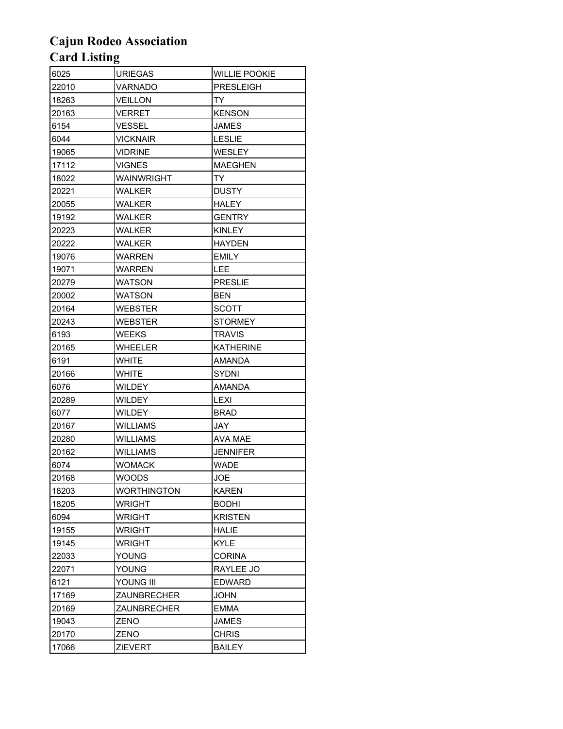# Cajun Rodeo Association
## Card Listing

| | | |
|---|---|---|
| 6025 | URIEGAS | WILLIE POOKIE |
| 22010 | VARNADO | PRESLEIGH |
| 18263 | VEILLON | TY |
| 20163 | VERRET | KENSON |
| 6154 | VESSEL | JAMES |
| 6044 | VICKNAIR | LESLIE |
| 19065 | VIDRINE | WESLEY |
| 17112 | VIGNES | MAEGHEN |
| 18022 | WAINWRIGHT | TY |
| 20221 | WALKER | DUSTY |
| 20055 | WALKER | HALEY |
| 19192 | WALKER | GENTRY |
| 20223 | WALKER | KINLEY |
| 20222 | WALKER | HAYDEN |
| 19076 | WARREN | EMILY |
| 19071 | WARREN | LEE |
| 20279 | WATSON | PRESLIE |
| 20002 | WATSON | BEN |
| 20164 | WEBSTER | SCOTT |
| 20243 | WEBSTER | STORMEY |
| 6193 | WEEKS | TRAVIS |
| 20165 | WHEELER | KATHERINE |
| 6191 | WHITE | AMANDA |
| 20166 | WHITE | SYDNI |
| 6076 | WILDEY | AMANDA |
| 20289 | WILDEY | LEXI |
| 6077 | WILDEY | BRAD |
| 20167 | WILLIAMS | JAY |
| 20280 | WILLIAMS | AVA MAE |
| 20162 | WILLIAMS | JENNIFER |
| 6074 | WOMACK | WADE |
| 20168 | WOODS | JOE |
| 18203 | WORTHINGTON | KAREN |
| 18205 | WRIGHT | BODHI |
| 6094 | WRIGHT | KRISTEN |
| 19155 | WRIGHT | HALIE |
| 19145 | WRIGHT | KYLE |
| 22033 | YOUNG | CORINA |
| 22071 | YOUNG | RAYLEE JO |
| 6121 | YOUNG III | EDWARD |
| 17169 | ZAUNBRECHER | JOHN |
| 20169 | ZAUNBRECHER | EMMA |
| 19043 | ZENO | JAMES |
| 20170 | ZENO | CHRIS |
| 17066 | ZIEVERT | BAILEY |